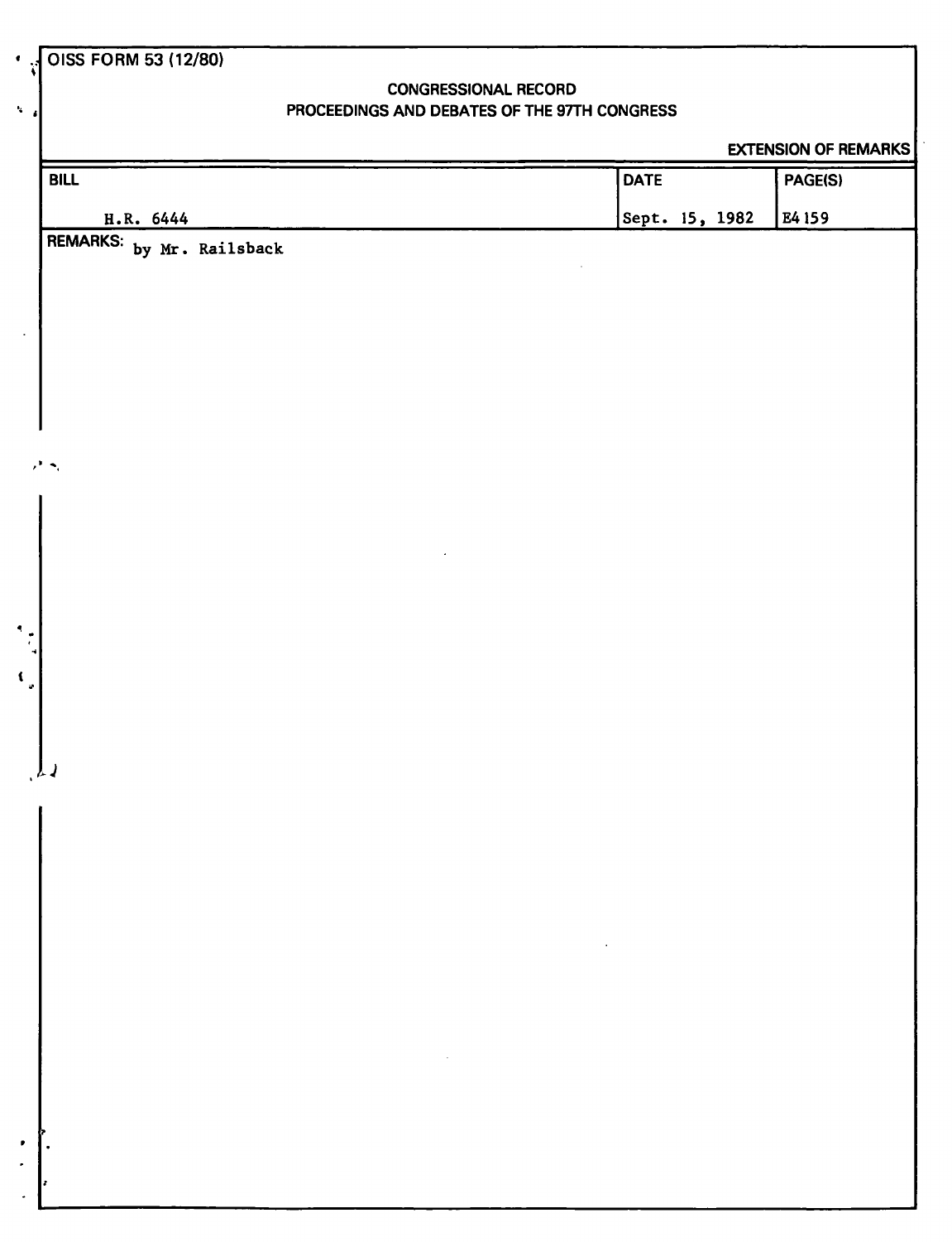OISS FORM 53 (12/80)

CONGRESSIONAL RECORD
PROCEEDINGS AND DEBATES OF THE 97TH CONGRESS

EXTENSION OF REMARKS

| BILL | DATE | PAGE(S) |
| --- | --- | --- |
| H.R. 6444 | Sept. 15, 1982 | E4159 |

REMARKS: by Mr. Railsback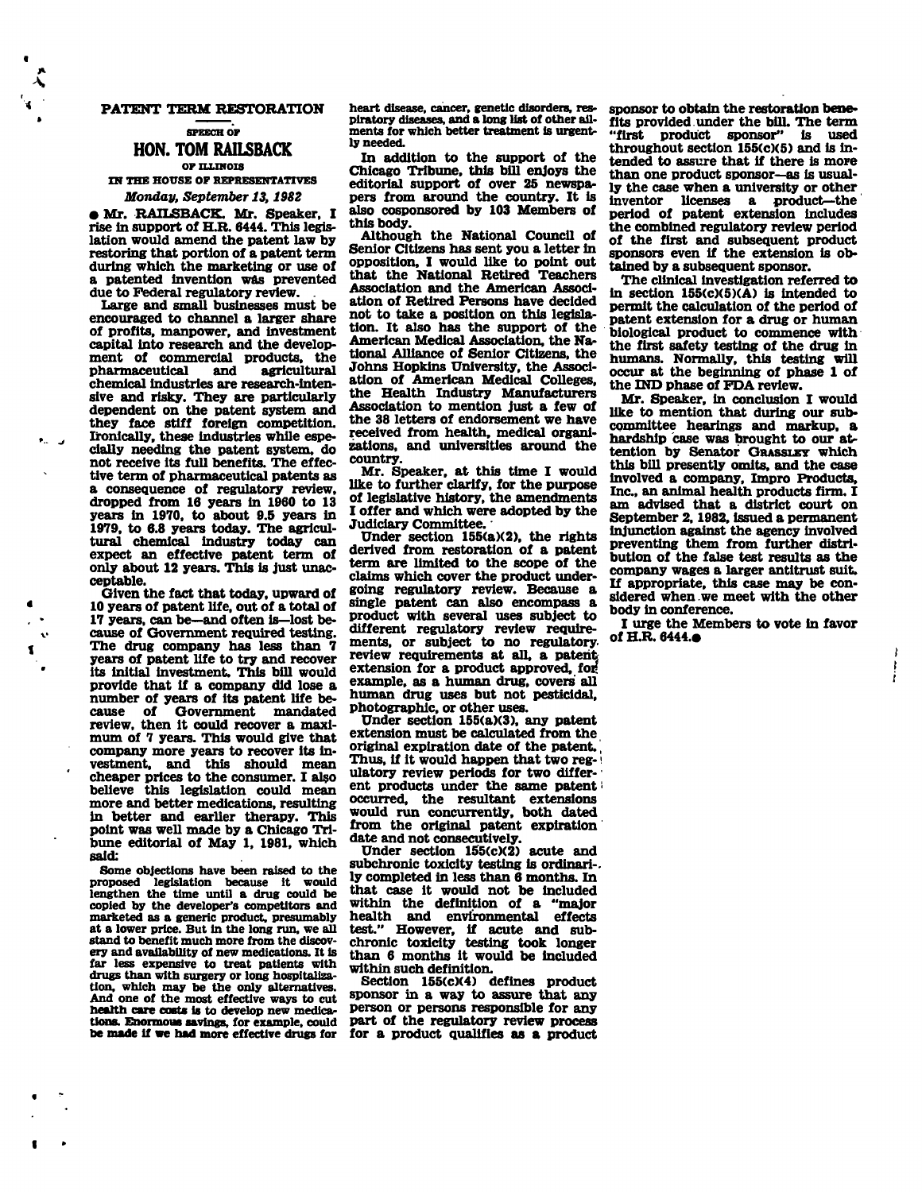## PATENT TERM RESTORATION

SPEECH OF

### HON. TOM RAILSBACK

OF ILLINOIS

IN THE HOUSE OF REPRESENTATIVES

*Monday, September 13, 1982*

● Mr. RAILSBACK. Mr. Speaker, I rise in support of H.R. 6444. This legislation would amend the patent law by restoring that portion of a patent term during which the marketing or use of a patented invention was prevented due to Federal regulatory review.

Large and small businesses must be encouraged to channel a larger share of profits, manpower, and investment capital into research and the development of commercial products, the pharmaceutical and agricultural chemical industries are research-intensive and risky. They are particularly dependent on the patent system and they face stiff foreign competition. Ironically, these industries while especially needing the patent system, do not receive its full benefits. The effective term of pharmaceutical patents as a consequence of regulatory review, dropped from 16 years in 1960 to 13 years in 1970, to about 9.5 years in 1979, to 6.8 years today. The agricultural chemical industry today can expect an effective patent term of only about 12 years. This is just unacceptable.

Given the fact that today, upward of 10 years of patent life, out of a total of 17 years, can be—and often is—lost because of Government required testing. The drug company has less than 7 years of patent life to try and recover its initial investment. This bill would provide that if a company did lose a number of years of its patent life because of Government mandated review, then it could recover a maximum of 7 years. This would give that company more years to recover its investment, and this should mean cheaper prices to the consumer. I also believe this legislation could mean more and better medications, resulting in better and earlier therapy. This point was well made by a Chicago Tribune editorial of May 1, 1981, which said:

> Some objections have been raised to the proposed legislation because it would lengthen the time until a drug could be copied by the developer's competitors and marketed as a generic product, presumably at a lower price. But in the long run, we all stand to benefit much more from the discovery and availability of new medications. It is far less expensive to treat patients with drugs than with surgery or long hospitalization, which may be the only alternatives. And one of the most effective ways to cut health care costs is to develop new medications. Enormous savings, for example, could be made if we had more effective drugs for heart disease, cancer, genetic disorders, respiratory diseases, and a long list of other ailments for which better treatment is urgently needed.

In addition to the support of the Chicago Tribune, this bill enjoys the editorial support of over 25 newspapers from around the country. It is also cosponsored by 103 Members of this body.

Although the National Council of Senior Citizens has sent you a letter in opposition, I would like to point out that the National Retired Teachers Association and the American Association of Retired Persons have decided not to take a position on this legislation. It also has the support of the American Medical Association, the National Alliance of Senior Citizens, the Johns Hopkins University, the Association of American Medical Colleges, the Health Industry Manufacturers Association to mention just a few of the 38 letters of endorsement we have received from health, medical organizations, and universities around the country.

Mr. Speaker, at this time I would like to further clarify, for the purpose of legislative history, the amendments I offer and which were adopted by the Judiciary Committee.

Under section 155(a)(2), the rights derived from restoration of a patent term are limited to the scope of the claims which cover the product undergoing regulatory review. Because a single patent can also encompass a product with several uses subject to different regulatory review requirements, or subject to no regulatory review requirements at all, a patent extension for a product approved, for example, as a human drug, covers all human drug uses but not pesticidal, photographic, or other uses.

Under section 155(a)(3), any patent extension must be calculated from the original expiration date of the patent. Thus, if it would happen that two regulatory review periods for two different products under the same patent occurred, the resultant extensions would run concurrently, both dated from the original patent expiration date and not consecutively.

Under section 155(c)(2) acute and subchronic toxicity testing is ordinarily completed in less than 6 months. In that case it would not be included within the definition of a "major health and environmental effects test." However, if acute and subchronic toxicity testing took longer than 6 months it would be included within such definition.

Section 155(c)(4) defines product sponsor in a way to assure that any person or persons responsible for any part of the regulatory review process for a product qualifies as a product sponsor to obtain the restoration benefits provided under the bill. The term "first product sponsor" is used throughout section 155(c)(5) and is intended to assure that if there is more than one product sponsor—as is usually the case when a university or other inventor licenses a product—the period of patent extension includes the combined regulatory review period of the first and subsequent product sponsors even if the extension is obtained by a subsequent sponsor.

The clinical investigation referred to in section 155(c)(5)(A) is intended to permit the calculation of the period of patent extension for a drug or human biological product to commence with the first safety testing of the drug in humans. Normally, this testing will occur at the beginning of phase 1 of the IND phase of FDA review.

Mr. Speaker, in conclusion I would like to mention that during our subcommittee hearings and markup, a hardship case was brought to our attention by Senator GRASSLEY which this bill presently omits, and the case involved a company, Impro Products, Inc., an animal health products firm. I am advised that a district court on September 2, 1982, issued a permanent injunction against the agency involved preventing them from further distribution of the false test results as the company wages a larger antitrust suit. If appropriate, this case may be considered when we meet with the other body in conference.

I urge the Members to vote in favor of H.R. 6444.●